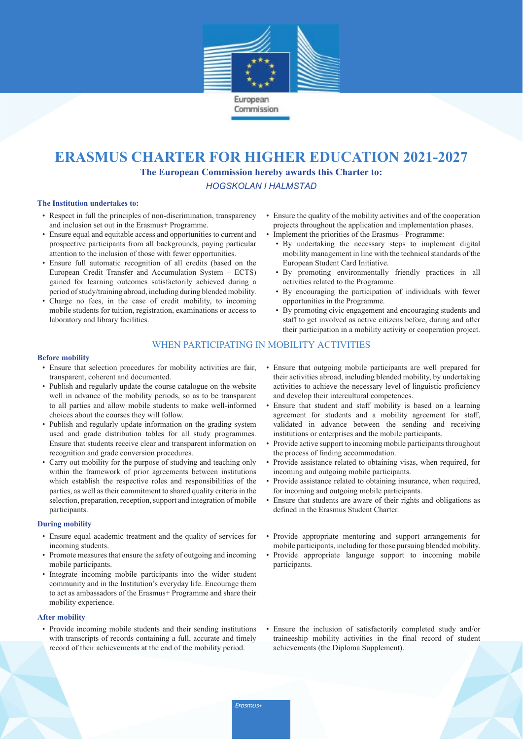European Commission

# ERASMUS CHARTER FOR HIGHER EDUCATION 2021-2027

**The European Commission hereby awards this Charter to:**

*HOGSKOLAN I HALMSTAD*

**The Institution undertakes to:**

- Respect in full the principles of non-discrimination, transparency and inclusion set out in the Erasmus+ Programme.
- Ensure equal and equitable access and opportunities to current and prospective participants from all backgrounds, paying particular attention to the inclusion of those with fewer opportunities.
- Ensure full automatic recognition of all credits (based on the European Credit Transfer and Accumulation System – ECTS) gained for learning outcomes satisfactorily achieved during a period of study/training abroad, including during blended mobility.
- Charge no fees, in the case of credit mobility, to incoming mobile students for tuition, registration, examinations or access to laboratory and library facilities.
- Ensure the quality of the mobility activities and of the cooperation projects throughout the application and implementation phases.
- Implement the priorities of the Erasmus+ Programme:
  - By undertaking the necessary steps to implement digital mobility management in line with the technical standards of the European Student Card Initiative.
  - By promoting environmentally friendly practices in all activities related to the Programme.
  - By encouraging the participation of individuals with fewer opportunities in the Programme.
  - By promoting civic engagement and encouraging students and staff to get involved as active citizens before, during and after their participation in a mobility activity or cooperation project.

## WHEN PARTICIPATING IN MOBILITY ACTIVITIES

**Before mobility**

- Ensure that selection procedures for mobility activities are fair, transparent, coherent and documented.
- Publish and regularly update the course catalogue on the website well in advance of the mobility periods, so as to be transparent to all parties and allow mobile students to make well-informed choices about the courses they will follow.
- Publish and regularly update information on the grading system used and grade distribution tables for all study programmes. Ensure that students receive clear and transparent information on recognition and grade conversion procedures.
- Carry out mobility for the purpose of studying and teaching only within the framework of prior agreements between institutions which establish the respective roles and responsibilities of the parties, as well as their commitment to shared quality criteria in the selection, preparation, reception, support and integration of mobile participants.
- Ensure that outgoing mobile participants are well prepared for their activities abroad, including blended mobility, by undertaking activities to achieve the necessary level of linguistic proficiency and develop their intercultural competences.
- Ensure that student and staff mobility is based on a learning agreement for students and a mobility agreement for staff, validated in advance between the sending and receiving institutions or enterprises and the mobile participants.
- Provide active support to incoming mobile participants throughout the process of finding accommodation.
- Provide assistance related to obtaining visas, when required, for incoming and outgoing mobile participants.
- Provide assistance related to obtaining insurance, when required, for incoming and outgoing mobile participants.
- Ensure that students are aware of their rights and obligations as defined in the Erasmus Student Charter.

**During mobility**

- Ensure equal academic treatment and the quality of services for incoming students.
- Promote measures that ensure the safety of outgoing and incoming mobile participants.
- Integrate incoming mobile participants into the wider student community and in the Institution's everyday life. Encourage them to act as ambassadors of the Erasmus+ Programme and share their mobility experience.
- Provide appropriate mentoring and support arrangements for mobile participants, including for those pursuing blended mobility.
- Provide appropriate language support to incoming mobile participants.

**After mobility**

- Provide incoming mobile students and their sending institutions with transcripts of records containing a full, accurate and timely record of their achievements at the end of the mobility period.
- Ensure the inclusion of satisfactorily completed study and/or traineeship mobility activities in the final record of student achievements (the Diploma Supplement).

Erasmus+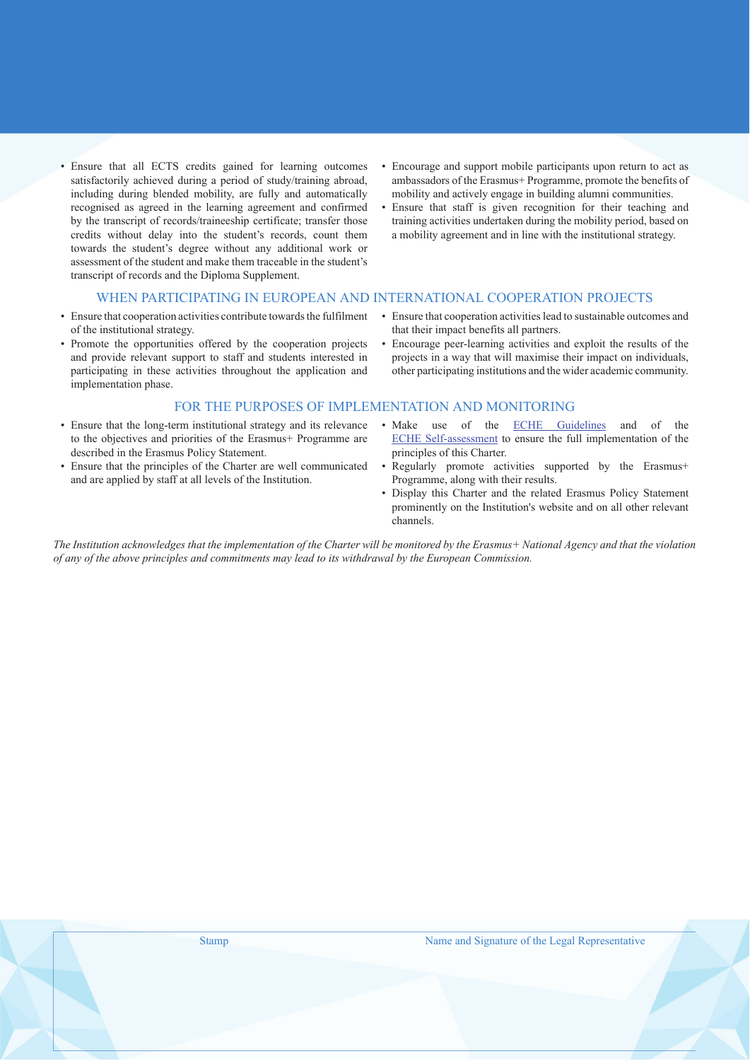- Ensure that all ECTS credits gained for learning outcomes satisfactorily achieved during a period of study/training abroad, including during blended mobility, are fully and automatically recognised as agreed in the learning agreement and confirmed by the transcript of records/traineeship certificate; transfer those credits without delay into the student's records, count them towards the student's degree without any additional work or assessment of the student and make them traceable in the student's transcript of records and the Diploma Supplement.
- Encourage and support mobile participants upon return to act as ambassadors of the Erasmus+ Programme, promote the benefits of mobility and actively engage in building alumni communities.
- Ensure that staff is given recognition for their teaching and training activities undertaken during the mobility period, based on a mobility agreement and in line with the institutional strategy.

## WHEN PARTICIPATING IN EUROPEAN AND INTERNATIONAL COOPERATION PROJECTS

- Ensure that cooperation activities contribute towards the fulfilment of the institutional strategy.
- Promote the opportunities offered by the cooperation projects and provide relevant support to staff and students interested in participating in these activities throughout the application and implementation phase.
- Ensure that cooperation activities lead to sustainable outcomes and that their impact benefits all partners.
- Encourage peer-learning activities and exploit the results of the projects in a way that will maximise their impact on individuals, other participating institutions and the wider academic community.

## FOR THE PURPOSES OF IMPLEMENTATION AND MONITORING

- Ensure that the long-term institutional strategy and its relevance to the objectives and priorities of the Erasmus+ Programme are described in the Erasmus Policy Statement.
- Ensure that the principles of the Charter are well communicated and are applied by staff at all levels of the Institution.
- Make use of the ECHE Guidelines and of the ECHE Self-assessment to ensure the full implementation of the principles of this Charter.
- Regularly promote activities supported by the Erasmus+ Programme, along with their results.
- Display this Charter and the related Erasmus Policy Statement prominently on the Institution's website and on all other relevant channels.

*The Institution acknowledges that the implementation of the Charter will be monitored by the Erasmus+ National Agency and that the violation of any of the above principles and commitments may lead to its withdrawal by the European Commission.*

| Stamp | Name and Signature of the Legal Representative |
| --- | --- |
| | |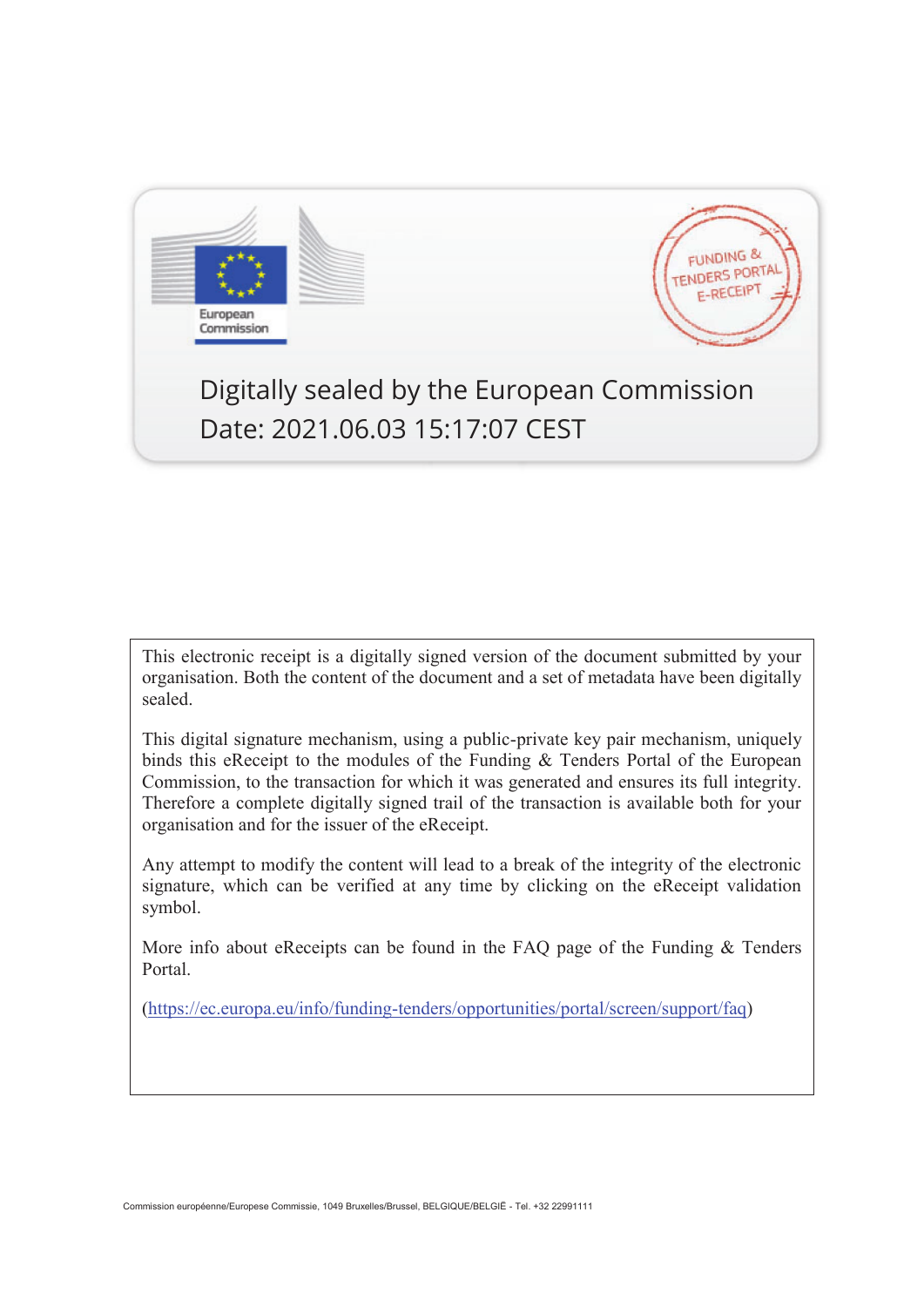European Commission

FUNDING & TENDERS PORTAL E-RECEIPT

Digitally sealed by the European Commission
Date: 2021.06.03 15:17:07 CEST

This electronic receipt is a digitally signed version of the document submitted by your organisation. Both the content of the document and a set of metadata have been digitally sealed.

This digital signature mechanism, using a public-private key pair mechanism, uniquely binds this eReceipt to the modules of the Funding & Tenders Portal of the European Commission, to the transaction for which it was generated and ensures its full integrity. Therefore a complete digitally signed trail of the transaction is available both for your organisation and for the issuer of the eReceipt.

Any attempt to modify the content will lead to a break of the integrity of the electronic signature, which can be verified at any time by clicking on the eReceipt validation symbol.

More info about eReceipts can be found in the FAQ page of the Funding & Tenders Portal.

(https://ec.europa.eu/info/funding-tenders/opportunities/portal/screen/support/faq)

Commission européenne/Europese Commissie, 1049 Bruxelles/Brussel, BELGIQUE/BELGIË - Tel. +32 22991111